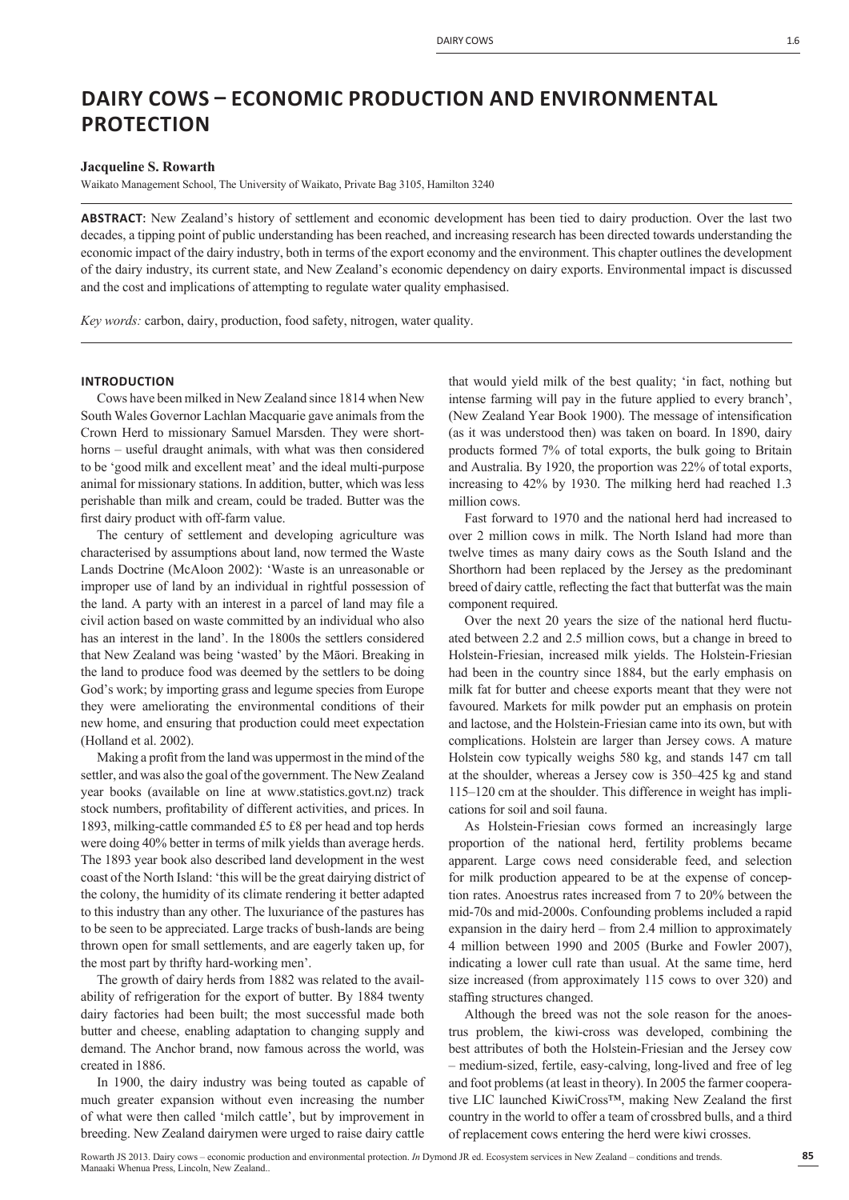# DAIRY COWS – ECONOMIC PRODUCTION AND ENVIRONMENTAL PROTECTION

**Jacqueline S. Rowarth**

Waikato Management School, The University of Waikato, Private Bag 3105, Hamilton 3240

**ABSTRACT:** New Zealand's history of settlement and economic development has been tied to dairy production. Over the last two decades, a tipping point of public understanding has been reached, and increasing research has been directed towards understanding the economic impact of the dairy industry, both in terms of the export economy and the environment. This chapter outlines the development of the dairy industry, its current state, and New Zealand's economic dependency on dairy exports. Environmental impact is discussed and the cost and implications of attempting to regulate water quality emphasised.

*Key words:* carbon, dairy, production, food safety, nitrogen, water quality.

## INTRODUCTION

Cows have been milked in New Zealand since 1814 when New South Wales Governor Lachlan Macquarie gave animals from the Crown Herd to missionary Samuel Marsden. They were shorthorns – useful draught animals, with what was then considered to be 'good milk and excellent meat' and the ideal multi-purpose animal for missionary stations. In addition, butter, which was less perishable than milk and cream, could be traded. Butter was the first dairy product with off-farm value.

The century of settlement and developing agriculture was characterised by assumptions about land, now termed the Waste Lands Doctrine (McAloon 2002): 'Waste is an unreasonable or improper use of land by an individual in rightful possession of the land. A party with an interest in a parcel of land may file a civil action based on waste committed by an individual who also has an interest in the land'. In the 1800s the settlers considered that New Zealand was being 'wasted' by the Māori. Breaking in the land to produce food was deemed by the settlers to be doing God's work; by importing grass and legume species from Europe they were ameliorating the environmental conditions of their new home, and ensuring that production could meet expectation (Holland et al. 2002).

Making a profit from the land was uppermost in the mind of the settler, and was also the goal of the government. The New Zealand year books (available on line at www.statistics.govt.nz) track stock numbers, profitability of different activities, and prices. In 1893, milking-cattle commanded £5 to £8 per head and top herds were doing 40% better in terms of milk yields than average herds. The 1893 year book also described land development in the west coast of the North Island: 'this will be the great dairying district of the colony, the humidity of its climate rendering it better adapted to this industry than any other. The luxuriance of the pastures has to be seen to be appreciated. Large tracks of bush-lands are being thrown open for small settlements, and are eagerly taken up, for the most part by thrifty hard-working men'.

The growth of dairy herds from 1882 was related to the availability of refrigeration for the export of butter. By 1884 twenty dairy factories had been built; the most successful made both butter and cheese, enabling adaptation to changing supply and demand. The Anchor brand, now famous across the world, was created in 1886.

In 1900, the dairy industry was being touted as capable of much greater expansion without even increasing the number of what were then called 'milch cattle', but by improvement in breeding. New Zealand dairymen were urged to raise dairy cattle that would yield milk of the best quality; 'in fact, nothing but intense farming will pay in the future applied to every branch', (New Zealand Year Book 1900). The message of intensification (as it was understood then) was taken on board. In 1890, dairy products formed 7% of total exports, the bulk going to Britain and Australia. By 1920, the proportion was 22% of total exports, increasing to 42% by 1930. The milking herd had reached 1.3 million cows.

Fast forward to 1970 and the national herd had increased to over 2 million cows in milk. The North Island had more than twelve times as many dairy cows as the South Island and the Shorthorn had been replaced by the Jersey as the predominant breed of dairy cattle, reflecting the fact that butterfat was the main component required.

Over the next 20 years the size of the national herd fluctuated between 2.2 and 2.5 million cows, but a change in breed to Holstein-Friesian, increased milk yields. The Holstein-Friesian had been in the country since 1884, but the early emphasis on milk fat for butter and cheese exports meant that they were not favoured. Markets for milk powder put an emphasis on protein and lactose, and the Holstein-Friesian came into its own, but with complications. Holstein are larger than Jersey cows. A mature Holstein cow typically weighs 580 kg, and stands 147 cm tall at the shoulder, whereas a Jersey cow is 350–425 kg and stand 115–120 cm at the shoulder. This difference in weight has implications for soil and soil fauna.

As Holstein-Friesian cows formed an increasingly large proportion of the national herd, fertility problems became apparent. Large cows need considerable feed, and selection for milk production appeared to be at the expense of conception rates. Anoestrus rates increased from 7 to 20% between the mid-70s and mid-2000s. Confounding problems included a rapid expansion in the dairy herd – from 2.4 million to approximately 4 million between 1990 and 2005 (Burke and Fowler 2007), indicating a lower cull rate than usual. At the same time, herd size increased (from approximately 115 cows to over 320) and staffing structures changed.

Although the breed was not the sole reason for the anoestrus problem, the kiwi-cross was developed, combining the best attributes of both the Holstein-Friesian and the Jersey cow – medium-sized, fertile, easy-calving, long-lived and free of leg and foot problems (at least in theory). In 2005 the farmer cooperative LIC launched KiwiCross™, making New Zealand the first country in the world to offer a team of crossbred bulls, and a third of replacement cows entering the herd were kiwi crosses.

Rowarth JS 2013. Dairy cows – economic production and environmental protection. *In* Dymond JR ed. Ecosystem services in New Zealand – conditions and trends. Manaaki Whenua Press, Lincoln, New Zealand..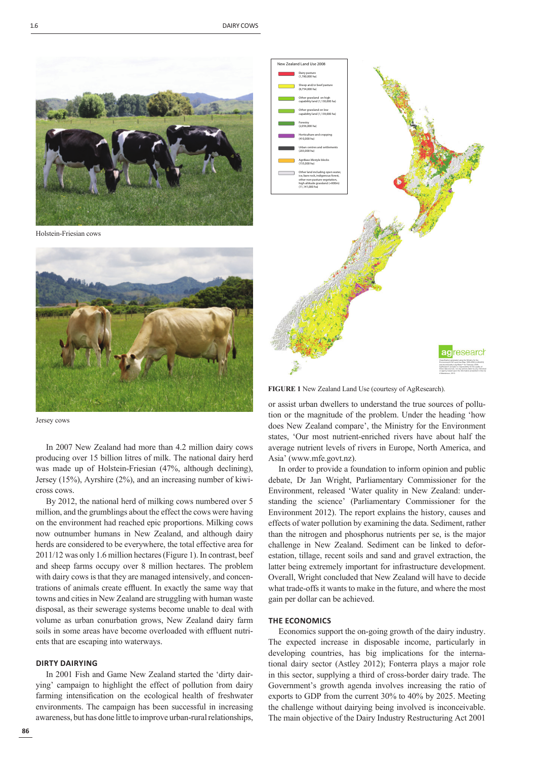Holstein-Friesian cows

Jersey cows

In 2007 New Zealand had more than 4.2 million dairy cows producing over 15 billion litres of milk. The national dairy herd was made up of Holstein-Friesian (47%, although declining), Jersey (15%), Ayrshire (2%), and an increasing number of kiwi-cross cows.

By 2012, the national herd of milking cows numbered over 5 million, and the grumblings about the effect the cows were having on the environment had reached epic proportions. Milking cows now outnumber humans in New Zealand, and although dairy herds are considered to be everywhere, the total effective area for 2011/12 was only 1.6 million hectares (Figure 1). In contrast, beef and sheep farms occupy over 8 million hectares. The problem with dairy cows is that they are managed intensively, and concentrations of animals create effluent. In exactly the same way that towns and cities in New Zealand are struggling with human waste disposal, as their sewerage systems become unable to deal with volume as urban conurbation grows, New Zealand dairy farm soils in some areas have become overloaded with effluent nutrients that are escaping into waterways.

## DIRTY DAIRYING

In 2001 Fish and Game New Zealand started the 'dirty dairying' campaign to highlight the effect of pollution from dairy farming intensification on the ecological health of freshwater environments. The campaign has been successful in increasing awareness, but has done little to improve urban-rural relationships, or assist urban dwellers to understand the true sources of pollution or the magnitude of the problem. Under the heading 'how does New Zealand compare', the Ministry for the Environment states, 'Our most nutrient-enriched rivers have about half the average nutrient levels of rivers in Europe, North America, and Asia' (www.mfe.govt.nz).

In order to provide a foundation to inform opinion and public debate, Dr Jan Wright, Parliamentary Commissioner for the Environment, released 'Water quality in New Zealand: understanding the science' (Parliamentary Commissioner for the Environment 2012). The report explains the history, causes and effects of water pollution by examining the data. Sediment, rather than the nitrogen and phosphorus nutrients per se, is the major challenge in New Zealand. Sediment can be linked to deforestation, tillage, recent soils and sand and gravel extraction, the latter being extremely important for infrastructure development. Overall, Wright concluded that New Zealand will have to decide what trade-offs it wants to make in the future, and where the most gain per dollar can be achieved.

New Zealand Land Use 2008

- Dairy pasture (1,780,000 ha)
- Sheep and/or beef pasture (8,754,000 ha)
- Other grassland on high capability land (1,130,000 ha)
- Other grassland on low capability land (1,139,000 ha)
- Forestry (2,056,000 ha)
- Horticulture and cropping (410,000 ha)
- Urban centres and settlements (203,000 ha)
- AgriBase lifestyle blocks (155,000 ha)
- Other land including open water, ice, bare rock, indigenous forest, other non-pasture vegetation, high altitude grassland (>800m) (11,141,000 ha)

**FIGURE 1** New Zealand Land Use (courtesy of AgResearch).

## THE ECONOMICS

Economics support the on-going growth of the dairy industry. The expected increase in disposable income, particularly in developing countries, has big implications for the international dairy sector (Astley 2012); Fonterra plays a major role in this sector, supplying a third of cross-border dairy trade. The Government's growth agenda involves increasing the ratio of exports to GDP from the current 30% to 40% by 2025. Meeting the challenge without dairying being involved is inconceivable. The main objective of the Dairy Industry Restructuring Act 2001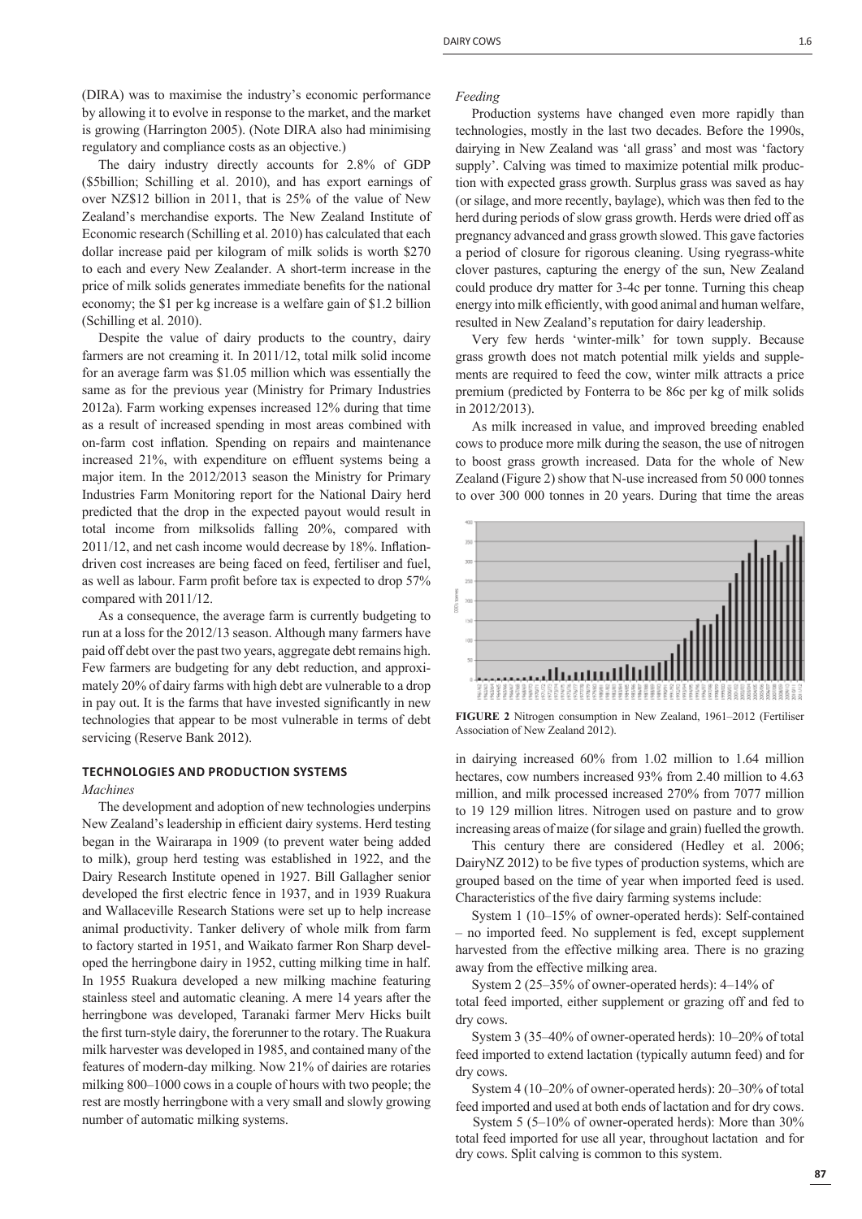(DIRA) was to maximise the industry's economic performance by allowing it to evolve in response to the market, and the market is growing (Harrington 2005). (Note DIRA also had minimising regulatory and compliance costs as an objective.)

The dairy industry directly accounts for 2.8% of GDP ($5billion; Schilling et al. 2010), and has export earnings of over NZ$12 billion in 2011, that is 25% of the value of New Zealand's merchandise exports. The New Zealand Institute of Economic research (Schilling et al. 2010) has calculated that each dollar increase paid per kilogram of milk solids is worth $270 to each and every New Zealander. A short-term increase in the price of milk solids generates immediate benefits for the national economy; the $1 per kg increase is a welfare gain of $1.2 billion (Schilling et al. 2010).

Despite the value of dairy products to the country, dairy farmers are not creaming it. In 2011/12, total milk solid income for an average farm was $1.05 million which was essentially the same as for the previous year (Ministry for Primary Industries 2012a). Farm working expenses increased 12% during that time as a result of increased spending in most areas combined with on-farm cost inflation. Spending on repairs and maintenance increased 21%, with expenditure on effluent systems being a major item. In the 2012/2013 season the Ministry for Primary Industries Farm Monitoring report for the National Dairy herd predicted that the drop in the expected payout would result in total income from milksolids falling 20%, compared with 2011/12, and net cash income would decrease by 18%. Inflation-driven cost increases are being faced on feed, fertiliser and fuel, as well as labour. Farm profit before tax is expected to drop 57% compared with 2011/12.

As a consequence, the average farm is currently budgeting to run at a loss for the 2012/13 season. Although many farmers have paid off debt over the past two years, aggregate debt remains high. Few farmers are budgeting for any debt reduction, and approximately 20% of dairy farms with high debt are vulnerable to a drop in pay out. It is the farms that have invested significantly in new technologies that appear to be most vulnerable in terms of debt servicing (Reserve Bank 2012).

## TECHNOLOGIES AND PRODUCTION SYSTEMS

### *Machines*

The development and adoption of new technologies underpins New Zealand's leadership in efficient dairy systems. Herd testing began in the Wairarapa in 1909 (to prevent water being added to milk), group herd testing was established in 1922, and the Dairy Research Institute opened in 1927. Bill Gallagher senior developed the first electric fence in 1937, and in 1939 Ruakura and Wallaceville Research Stations were set up to help increase animal productivity. Tanker delivery of whole milk from farm to factory started in 1951, and Waikato farmer Ron Sharp developed the herringbone dairy in 1952, cutting milking time in half. In 1955 Ruakura developed a new milking machine featuring stainless steel and automatic cleaning. A mere 14 years after the herringbone was developed, Taranaki farmer Merv Hicks built the first turn-style dairy, the forerunner to the rotary. The Ruakura milk harvester was developed in 1985, and contained many of the features of modern-day milking. Now 21% of dairies are rotaries milking 800–1000 cows in a couple of hours with two people; the rest are mostly herringbone with a very small and slowly growing number of automatic milking systems.

### *Feeding*

Production systems have changed even more rapidly than technologies, mostly in the last two decades. Before the 1990s, dairying in New Zealand was 'all grass' and most was 'factory supply'. Calving was timed to maximize potential milk production with expected grass growth. Surplus grass was saved as hay (or silage, and more recently, baylage), which was then fed to the herd during periods of slow grass growth. Herds were dried off as pregnancy advanced and grass growth slowed. This gave factories a period of closure for rigorous cleaning. Using ryegrass-white clover pastures, capturing the energy of the sun, New Zealand could produce dry matter for 3-4c per tonne. Turning this cheap energy into milk efficiently, with good animal and human welfare, resulted in New Zealand's reputation for dairy leadership.

Very few herds 'winter-milk' for town supply. Because grass growth does not match potential milk yields and supplements are required to feed the cow, winter milk attracts a price premium (predicted by Fonterra to be 86c per kg of milk solids in 2012/2013).

As milk increased in value, and improved breeding enabled cows to produce more milk during the season, the use of nitrogen to boost grass growth increased. Data for the whole of New Zealand (Figure 2) show that N-use increased from 50 000 tonnes to over 300 000 tonnes in 20 years. During that time the areas

**FIGURE 2** Nitrogen consumption in New Zealand, 1961–2012 (Fertiliser Association of New Zealand 2012).

in dairying increased 60% from 1.02 million to 1.64 million hectares, cow numbers increased 93% from 2.40 million to 4.63 million, and milk processed increased 270% from 7077 million to 19 129 million litres. Nitrogen used on pasture and to grow increasing areas of maize (for silage and grain) fuelled the growth.

This century there are considered (Hedley et al. 2006; DairyNZ 2012) to be five types of production systems, which are grouped based on the time of year when imported feed is used. Characteristics of the five dairy farming systems include:

System 1 (10–15% of owner-operated herds): Self-contained – no imported feed. No supplement is fed, except supplement harvested from the effective milking area. There is no grazing away from the effective milking area.

System 2 (25–35% of owner-operated herds): 4–14% of total feed imported, either supplement or grazing off and fed to dry cows.

System 3 (35–40% of owner-operated herds): 10–20% of total feed imported to extend lactation (typically autumn feed) and for dry cows.

System 4 (10–20% of owner-operated herds): 20–30% of total feed imported and used at both ends of lactation and for dry cows.

System 5 (5–10% of owner-operated herds): More than 30% total feed imported for use all year, throughout lactation and for dry cows. Split calving is common to this system.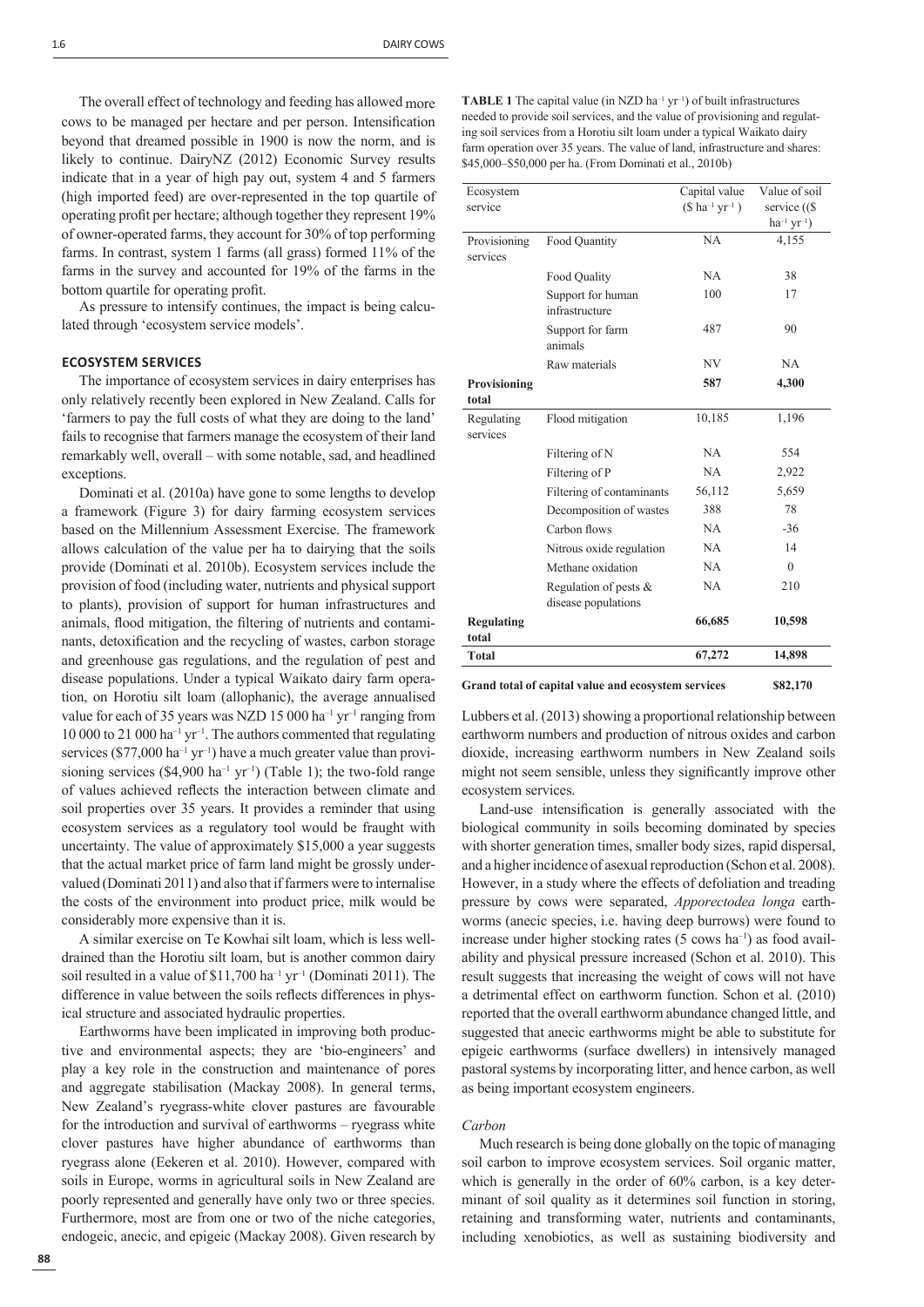The overall effect of technology and feeding has allowed more cows to be managed per hectare and per person. Intensification beyond that dreamed possible in 1900 is now the norm, and is likely to continue. DairyNZ (2012) Economic Survey results indicate that in a year of high pay out, system 4 and 5 farmers (high imported feed) are over-represented in the top quartile of operating profit per hectare; although together they represent 19% of owner-operated farms, they account for 30% of top performing farms. In contrast, system 1 farms (all grass) formed 11% of the farms in the survey and accounted for 19% of the farms in the bottom quartile for operating profit.

As pressure to intensify continues, the impact is being calculated through 'ecosystem service models'.

## ECOSYSTEM SERVICES

The importance of ecosystem services in dairy enterprises has only relatively recently been explored in New Zealand. Calls for 'farmers to pay the full costs of what they are doing to the land' fails to recognise that farmers manage the ecosystem of their land remarkably well, overall – with some notable, sad, and headlined exceptions.

Dominati et al. (2010a) have gone to some lengths to develop a framework (Figure 3) for dairy farming ecosystem services based on the Millennium Assessment Exercise. The framework allows calculation of the value per ha to dairying that the soils provide (Dominati et al. 2010b). Ecosystem services include the provision of food (including water, nutrients and physical support to plants), provision of support for human infrastructures and animals, flood mitigation, the filtering of nutrients and contaminants, detoxification and the recycling of wastes, carbon storage and greenhouse gas regulations, and the regulation of pest and disease populations. Under a typical Waikato dairy farm operation, on Horotiu silt loam (allophanic), the average annualised value for each of 35 years was NZD 15 000 $ha^{-1}$ $yr^{-1}$ ranging from 10 000 to 21 000 $ha^{-1}$ $yr^{-1}$. The authors commented that regulating services ($77,000 $ha^{-1}$ $yr^{-1}$) have a much greater value than provisioning services ($4,900 $ha^{-1}$ $yr^{-1}$) (Table 1); the two-fold range of values achieved reflects the interaction between climate and soil properties over 35 years. It provides a reminder that using ecosystem services as a regulatory tool would be fraught with uncertainty. The value of approximately $15,000 a year suggests that the actual market price of farm land might be grossly undervalued (Dominati 2011) and also that if farmers were to internalise the costs of the environment into product price, milk would be considerably more expensive than it is.

A similar exercise on Te Kowhai silt loam, which is less well-drained than the Horotiu silt loam, but is another common dairy soil resulted in a value of $11,700 $ha^{-1}$ $yr^{-1}$ (Dominati 2011). The difference in value between the soils reflects differences in physical structure and associated hydraulic properties.

Earthworms have been implicated in improving both productive and environmental aspects; they are 'bio-engineers' and play a key role in the construction and maintenance of pores and aggregate stabilisation (Mackay 2008). In general terms, New Zealand's ryegrass-white clover pastures are favourable for the introduction and survival of earthworms – ryegrass white clover pastures have higher abundance of earthworms than ryegrass alone (Eekeren et al. 2010). However, compared with soils in Europe, worms in agricultural soils in New Zealand are poorly represented and generally have only two or three species. Furthermore, most are from one or two of the niche categories, endogeic, anecic, and epigeic (Mackay 2008). Given research by Lubbers et al. (2013) showing a proportional relationship between earthworm numbers and production of nitrous oxides and carbon dioxide, increasing earthworm numbers in New Zealand soils might not seem sensible, unless they significantly improve other ecosystem services.

**TABLE 1** The capital value (in NZD $ha^{-1}$ $yr^{-1}$) of built infrastructures needed to provide soil services, and the value of provisioning and regulating soil services from a Horotiu silt loam under a typical Waikato dairy farm operation over 35 years. The value of land, infrastructure and shares: $45,000–$50,000 per ha. (From Dominati et al., 2010b)

| Ecosystem service | | Capital value ($ $ha^{-1}$ $yr^{-1}$ ) | Value of soil service (($ $ha^{-1}$ $yr^{-1}$) |
|---|---|---|---|
| Provisioning services | Food Quantity | NA | 4,155 |
| | Food Quality | NA | 38 |
| | Support for human infrastructure | 100 | 17 |
| | Support for farm animals | 487 | 90 |
| | Raw materials | NV | NA |
| **Provisioning total** | | **587** | **4,300** |
| Regulating services | Flood mitigation | 10,185 | 1,196 |
| | Filtering of N | NA | 554 |
| | Filtering of P | NA | 2,922 |
| | Filtering of contaminants | 56,112 | 5,659 |
| | Decomposition of wastes | 388 | 78 |
| | Carbon flows | NA | -36 |
| | Nitrous oxide regulation | NA | 14 |
| | Methane oxidation | NA | 0 |
| | Regulation of pests & disease populations | NA | 210 |
| **Regulating total** | | **66,685** | **10,598** |
| **Total** | | **67,272** | **14,898** |
| **Grand total of capital value and ecosystem services** | | | **$82,170** |

Land-use intensification is generally associated with the biological community in soils becoming dominated by species with shorter generation times, smaller body sizes, rapid dispersal, and a higher incidence of asexual reproduction (Schon et al. 2008). However, in a study where the effects of defoliation and treading pressure by cows were separated, *Apporectodea longa* earthworms (anecic species, i.e. having deep burrows) were found to increase under higher stocking rates (5 cows $ha^{-1}$) as food availability and physical pressure increased (Schon et al. 2010). This result suggests that increasing the weight of cows will not have a detrimental effect on earthworm function. Schon et al. (2010) reported that the overall earthworm abundance changed little, and suggested that anecic earthworms might be able to substitute for epigeic earthworms (surface dwellers) in intensively managed pastoral systems by incorporating litter, and hence carbon, as well as being important ecosystem engineers.

### *Carbon*

Much research is being done globally on the topic of managing soil carbon to improve ecosystem services. Soil organic matter, which is generally in the order of 60% carbon, is a key determinant of soil quality as it determines soil function in storing, retaining and transforming water, nutrients and contaminants, including xenobiotics, as well as sustaining biodiversity and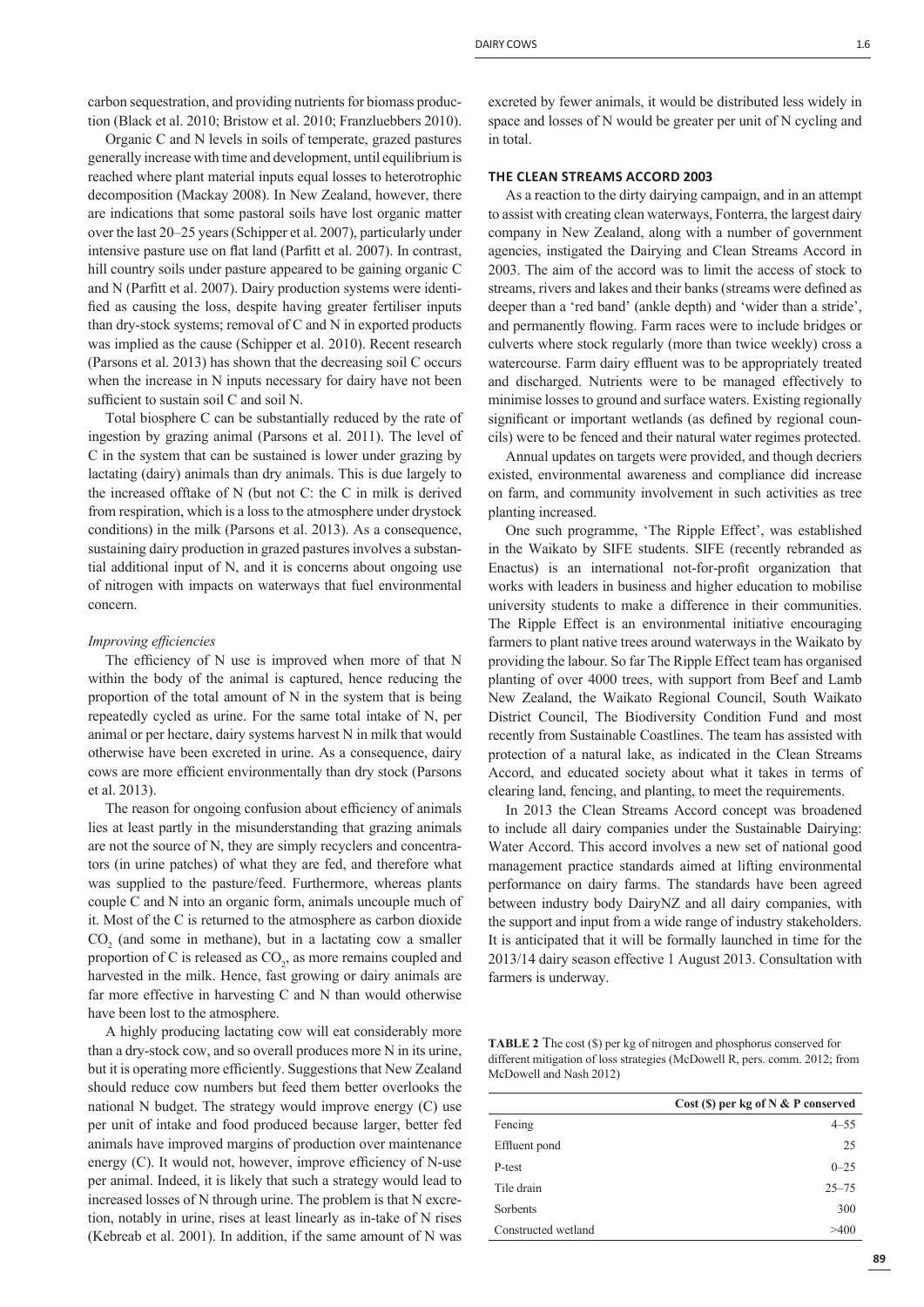carbon sequestration, and providing nutrients for biomass production (Black et al. 2010; Bristow et al. 2010; Franzluebbers 2010).

Organic C and N levels in soils of temperate, grazed pastures generally increase with time and development, until equilibrium is reached where plant material inputs equal losses to heterotrophic decomposition (Mackay 2008). In New Zealand, however, there are indications that some pastoral soils have lost organic matter over the last 20–25 years (Schipper et al. 2007), particularly under intensive pasture use on flat land (Parfitt et al. 2007). In contrast, hill country soils under pasture appeared to be gaining organic C and N (Parfitt et al. 2007). Dairy production systems were identified as causing the loss, despite having greater fertiliser inputs than dry-stock systems; removal of C and N in exported products was implied as the cause (Schipper et al. 2010). Recent research (Parsons et al. 2013) has shown that the decreasing soil C occurs when the increase in N inputs necessary for dairy have not been sufficient to sustain soil C and soil N.

Total biosphere C can be substantially reduced by the rate of ingestion by grazing animal (Parsons et al. 2011). The level of C in the system that can be sustained is lower under grazing by lactating (dairy) animals than dry animals. This is due largely to the increased offtake of N (but not C: the C in milk is derived from respiration, which is a loss to the atmosphere under drystock conditions) in the milk (Parsons et al. 2013). As a consequence, sustaining dairy production in grazed pastures involves a substantial additional input of N, and it is concerns about ongoing use of nitrogen with impacts on waterways that fuel environmental concern.

*Improving efficiencies*

The efficiency of N use is improved when more of that N within the body of the animal is captured, hence reducing the proportion of the total amount of N in the system that is being repeatedly cycled as urine. For the same total intake of N, per animal or per hectare, dairy systems harvest N in milk that would otherwise have been excreted in urine. As a consequence, dairy cows are more efficient environmentally than dry stock (Parsons et al. 2013).

The reason for ongoing confusion about efficiency of animals lies at least partly in the misunderstanding that grazing animals are not the source of N, they are simply recyclers and concentrators (in urine patches) of what they are fed, and therefore what was supplied to the pasture/feed. Furthermore, whereas plants couple C and N into an organic form, animals uncouple much of it. Most of the C is returned to the atmosphere as carbon dioxide $CO_2$ (and some in methane), but in a lactating cow a smaller proportion of C is released as $CO_2$, as more remains coupled and harvested in the milk. Hence, fast growing or dairy animals are far more effective in harvesting C and N than would otherwise have been lost to the atmosphere.

A highly producing lactating cow will eat considerably more than a dry-stock cow, and so overall produces more N in its urine, but it is operating more efficiently. Suggestions that New Zealand should reduce cow numbers but feed them better overlooks the national N budget. The strategy would improve energy (C) use per unit of intake and food produced because larger, better fed animals have improved margins of production over maintenance energy (C). It would not, however, improve efficiency of N-use per animal. Indeed, it is likely that such a strategy would lead to increased losses of N through urine. The problem is that N excretion, notably in urine, rises at least linearly as in-take of N rises (Kebreab et al. 2001). In addition, if the same amount of N was excreted by fewer animals, it would be distributed less widely in space and losses of N would be greater per unit of N cycling and in total.

## THE CLEAN STREAMS ACCORD 2003

As a reaction to the dirty dairying campaign, and in an attempt to assist with creating clean waterways, Fonterra, the largest dairy company in New Zealand, along with a number of government agencies, instigated the Dairying and Clean Streams Accord in 2003. The aim of the accord was to limit the access of stock to streams, rivers and lakes and their banks (streams were defined as deeper than a 'red band' (ankle depth) and 'wider than a stride', and permanently flowing. Farm races were to include bridges or culverts where stock regularly (more than twice weekly) cross a watercourse. Farm dairy effluent was to be appropriately treated and discharged. Nutrients were to be managed effectively to minimise losses to ground and surface waters. Existing regionally significant or important wetlands (as defined by regional councils) were to be fenced and their natural water regimes protected.

Annual updates on targets were provided, and though decriers existed, environmental awareness and compliance did increase on farm, and community involvement in such activities as tree planting increased.

One such programme, 'The Ripple Effect', was established in the Waikato by SIFE students. SIFE (recently rebranded as Enactus) is an international not-for-profit organization that works with leaders in business and higher education to mobilise university students to make a difference in their communities. The Ripple Effect is an environmental initiative encouraging farmers to plant native trees around waterways in the Waikato by providing the labour. So far The Ripple Effect team has organised planting of over 4000 trees, with support from Beef and Lamb New Zealand, the Waikato Regional Council, South Waikato District Council, The Biodiversity Condition Fund and most recently from Sustainable Coastlines. The team has assisted with protection of a natural lake, as indicated in the Clean Streams Accord, and educated society about what it takes in terms of clearing land, fencing, and planting, to meet the requirements.

In 2013 the Clean Streams Accord concept was broadened to include all dairy companies under the Sustainable Dairying: Water Accord. This accord involves a new set of national good management practice standards aimed at lifting environmental performance on dairy farms. The standards have been agreed between industry body DairyNZ and all dairy companies, with the support and input from a wide range of industry stakeholders. It is anticipated that it will be formally launched in time for the 2013/14 dairy season effective 1 August 2013. Consultation with farmers is underway.

**TABLE 2** The cost ($) per kg of nitrogen and phosphorus conserved for different mitigation of loss strategies (McDowell R, pers. comm. 2012; from McDowell and Nash 2012)

| | Cost ($) per kg of N & P conserved |
|---|---|
| Fencing | 4–55 |
| Effluent pond | 25 |
| P-test | 0–25 |
| Tile drain | 25–75 |
| Sorbents | 300 |
| Constructed wetland | >400 |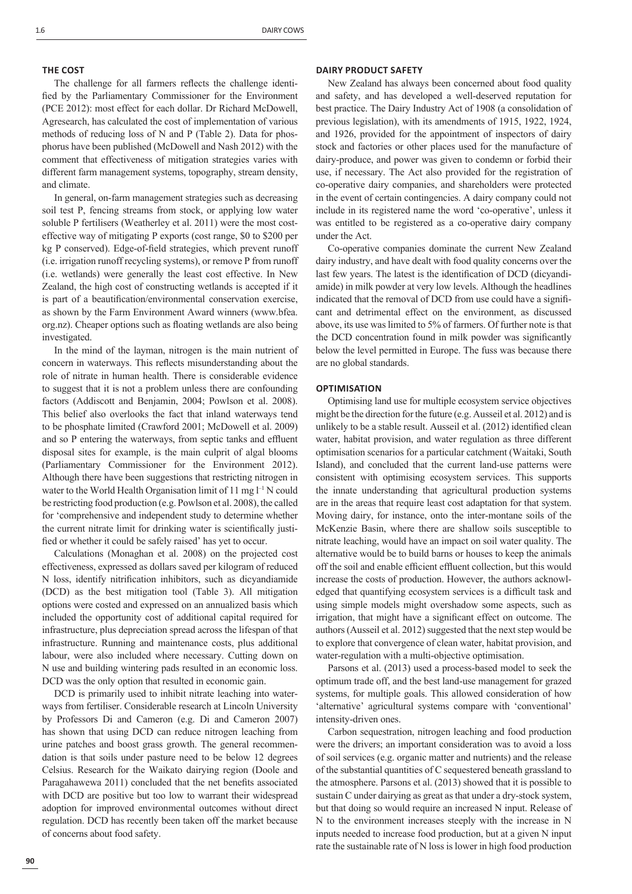## THE COST

The challenge for all farmers reflects the challenge identified by the Parliamentary Commissioner for the Environment (PCE 2012): most effect for each dollar. Dr Richard McDowell, Agresearch, has calculated the cost of implementation of various methods of reducing loss of N and P (Table 2). Data for phosphorus have been published (McDowell and Nash 2012) with the comment that effectiveness of mitigation strategies varies with different farm management systems, topography, stream density, and climate.

In general, on-farm management strategies such as decreasing soil test P, fencing streams from stock, or applying low water soluble P fertilisers (Weatherley et al. 2011) were the most cost-effective way of mitigating P exports (cost range, \$0 to \$200 per kg P conserved). Edge-of-field strategies, which prevent runoff (i.e. irrigation runoff recycling systems), or remove P from runoff (i.e. wetlands) were generally the least cost effective. In New Zealand, the high cost of constructing wetlands is accepted if it is part of a beautification/environmental conservation exercise, as shown by the Farm Environment Award winners (www.bfea.org.nz). Cheaper options such as floating wetlands are also being investigated.

In the mind of the layman, nitrogen is the main nutrient of concern in waterways. This reflects misunderstanding about the role of nitrate in human health. There is considerable evidence to suggest that it is not a problem unless there are confounding factors (Addiscott and Benjamin, 2004; Powlson et al. 2008). This belief also overlooks the fact that inland waterways tend to be phosphate limited (Crawford 2001; McDowell et al. 2009) and so P entering the waterways, from septic tanks and effluent disposal sites for example, is the main culprit of algal blooms (Parliamentary Commissioner for the Environment 2012). Although there have been suggestions that restricting nitrogen in water to the World Health Organisation limit of 11 mg $l^{-1}$ N could be restricting food production (e.g. Powlson et al. 2008), the called for 'comprehensive and independent study to determine whether the current nitrate limit for drinking water is scientifically justified or whether it could be safely raised' has yet to occur.

Calculations (Monaghan et al. 2008) on the projected cost effectiveness, expressed as dollars saved per kilogram of reduced N loss, identify nitrification inhibitors, such as dicyandiamide (DCD) as the best mitigation tool (Table 3). All mitigation options were costed and expressed on an annualized basis which included the opportunity cost of additional capital required for infrastructure, plus depreciation spread across the lifespan of that infrastructure. Running and maintenance costs, plus additional labour, were also included where necessary. Cutting down on N use and building wintering pads resulted in an economic loss. DCD was the only option that resulted in economic gain.

DCD is primarily used to inhibit nitrate leaching into waterways from fertiliser. Considerable research at Lincoln University by Professors Di and Cameron (e.g. Di and Cameron 2007) has shown that using DCD can reduce nitrogen leaching from urine patches and boost grass growth. The general recommendation is that soils under pasture need to be below 12 degrees Celsius. Research for the Waikato dairying region (Doole and Paragahawewa 2011) concluded that the net benefits associated with DCD are positive but too low to warrant their widespread adoption for improved environmental outcomes without direct regulation. DCD has recently been taken off the market because of concerns about food safety.

## DAIRY PRODUCT SAFETY

New Zealand has always been concerned about food quality and safety, and has developed a well-deserved reputation for best practice. The Dairy Industry Act of 1908 (a consolidation of previous legislation), with its amendments of 1915, 1922, 1924, and 1926, provided for the appointment of inspectors of dairy stock and factories or other places used for the manufacture of dairy-produce, and power was given to condemn or forbid their use, if necessary. The Act also provided for the registration of co-operative dairy companies, and shareholders were protected in the event of certain contingencies. A dairy company could not include in its registered name the word 'co-operative', unless it was entitled to be registered as a co-operative dairy company under the Act.

Co-operative companies dominate the current New Zealand dairy industry, and have dealt with food quality concerns over the last few years. The latest is the identification of DCD (dicyandiamide) in milk powder at very low levels. Although the headlines indicated that the removal of DCD from use could have a significant and detrimental effect on the environment, as discussed above, its use was limited to 5% of farmers. Of further note is that the DCD concentration found in milk powder was significantly below the level permitted in Europe. The fuss was because there are no global standards.

## OPTIMISATION

Optimising land use for multiple ecosystem service objectives might be the direction for the future (e.g. Ausseil et al. 2012) and is unlikely to be a stable result. Ausseil et al. (2012) identified clean water, habitat provision, and water regulation as three different optimisation scenarios for a particular catchment (Waitaki, South Island), and concluded that the current land-use patterns were consistent with optimising ecosystem services. This supports the innate understanding that agricultural production systems are in the areas that require least cost adaptation for that system. Moving dairy, for instance, onto the inter-montane soils of the McKenzie Basin, where there are shallow soils susceptible to nitrate leaching, would have an impact on soil water quality. The alternative would be to build barns or houses to keep the animals off the soil and enable efficient effluent collection, but this would increase the costs of production. However, the authors acknowledged that quantifying ecosystem services is a difficult task and using simple models might overshadow some aspects, such as irrigation, that might have a significant effect on outcome. The authors (Ausseil et al. 2012) suggested that the next step would be to explore that convergence of clean water, habitat provision, and water-regulation with a multi-objective optimisation.

Parsons et al. (2013) used a process-based model to seek the optimum trade off, and the best land-use management for grazed systems, for multiple goals. This allowed consideration of how 'alternative' agricultural systems compare with 'conventional' intensity-driven ones.

Carbon sequestration, nitrogen leaching and food production were the drivers; an important consideration was to avoid a loss of soil services (e.g. organic matter and nutrients) and the release of the substantial quantities of C sequestered beneath grassland to the atmosphere. Parsons et al. (2013) showed that it is possible to sustain C under dairying as great as that under a dry-stock system, but that doing so would require an increased N input. Release of N to the environment increases steeply with the increase in N inputs needed to increase food production, but at a given N input rate the sustainable rate of N loss is lower in high food production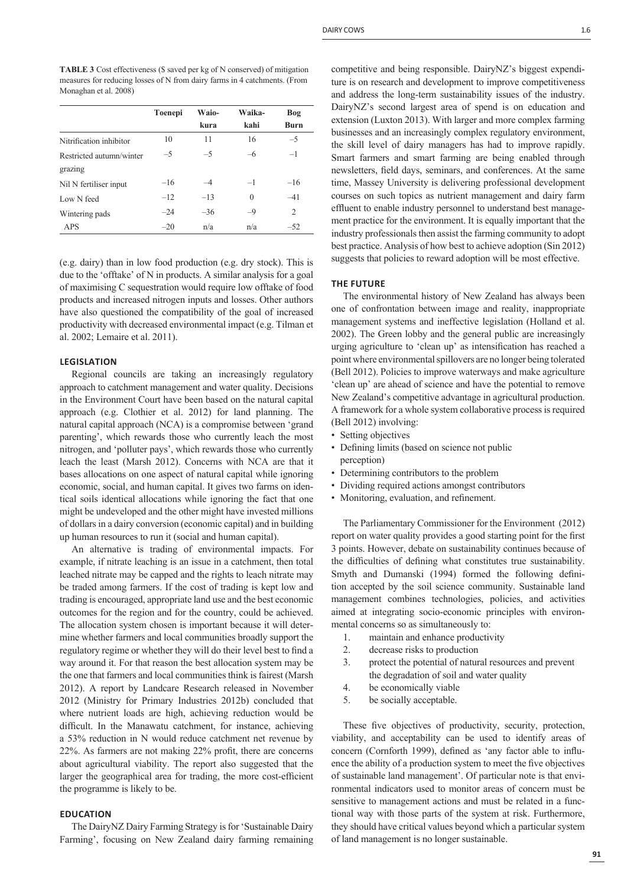**TABLE 3** Cost effectiveness ($ saved per kg of N conserved) of mitigation measures for reducing losses of N from dairy farms in 4 catchments. (From Monaghan et al. 2008)

| | Toenepi | Waiokura | Waikakahi | Bog Burn |
|---|---|---|---|---|
| Nitrification inhibitor | 10 | 11 | 16 | –5 |
| Restricted autumn/winter grazing | –5 | –5 | –6 | –1 |
| Nil N fertiliser input | –16 | –4 | –1 | –16 |
| Low N feed | –12 | –13 | 0 | –41 |
| Wintering pads | –24 | –36 | –9 | 2 |
| APS | –20 | n/a | n/a | –52 |

(e.g. dairy) than in low food production (e.g. dry stock). This is due to the 'offtake' of N in products. A similar analysis for a goal of maximising C sequestration would require low offtake of food products and increased nitrogen inputs and losses. Other authors have also questioned the compatibility of the goal of increased productivity with decreased environmental impact (e.g. Tilman et al. 2002; Lemaire et al. 2011).

## LEGISLATION

Regional councils are taking an increasingly regulatory approach to catchment management and water quality. Decisions in the Environment Court have been based on the natural capital approach (e.g. Clothier et al. 2012) for land planning. The natural capital approach (NCA) is a compromise between 'grand parenting', which rewards those who currently leach the most nitrogen, and 'polluter pays', which rewards those who currently leach the least (Marsh 2012). Concerns with NCA are that it bases allocations on one aspect of natural capital while ignoring economic, social, and human capital. It gives two farms on identical soils identical allocations while ignoring the fact that one might be undeveloped and the other might have invested millions of dollars in a dairy conversion (economic capital) and in building up human resources to run it (social and human capital).

An alternative is trading of environmental impacts. For example, if nitrate leaching is an issue in a catchment, then total leached nitrate may be capped and the rights to leach nitrate may be traded among farmers. If the cost of trading is kept low and trading is encouraged, appropriate land use and the best economic outcomes for the region and for the country, could be achieved. The allocation system chosen is important because it will determine whether farmers and local communities broadly support the regulatory regime or whether they will do their level best to find a way around it. For that reason the best allocation system may be the one that farmers and local communities think is fairest (Marsh 2012). A report by Landcare Research released in November 2012 (Ministry for Primary Industries 2012b) concluded that where nutrient loads are high, achieving reduction would be difficult. In the Manawatu catchment, for instance, achieving a 53% reduction in N would reduce catchment net revenue by 22%. As farmers are not making 22% profit, there are concerns about agricultural viability. The report also suggested that the larger the geographical area for trading, the more cost-efficient the programme is likely to be.

## EDUCATION

The DairyNZ Dairy Farming Strategy is for 'Sustainable Dairy Farming', focusing on New Zealand dairy farming remaining competitive and being responsible. DairyNZ's biggest expenditure is on research and development to improve competitiveness and address the long-term sustainability issues of the industry. DairyNZ's second largest area of spend is on education and extension (Luxton 2013). With larger and more complex farming businesses and an increasingly complex regulatory environment, the skill level of dairy managers has had to improve rapidly. Smart farmers and smart farming are being enabled through newsletters, field days, seminars, and conferences. At the same time, Massey University is delivering professional development courses on such topics as nutrient management and dairy farm effluent to enable industry personnel to understand best management practice for the environment. It is equally important that the industry professionals then assist the farming community to adopt best practice. Analysis of how best to achieve adoption (Sin 2012) suggests that policies to reward adoption will be most effective.

## THE FUTURE

The environmental history of New Zealand has always been one of confrontation between image and reality, inappropriate management systems and ineffective legislation (Holland et al. 2002). The Green lobby and the general public are increasingly urging agriculture to 'clean up' as intensification has reached a point where environmental spillovers are no longer being tolerated (Bell 2012). Policies to improve waterways and make agriculture 'clean up' are ahead of science and have the potential to remove New Zealand's competitive advantage in agricultural production. A framework for a whole system collaborative process is required (Bell 2012) involving:

- Setting objectives
- Defining limits (based on science not public perception)
- Determining contributors to the problem
- Dividing required actions amongst contributors
- Monitoring, evaluation, and refinement.

The Parliamentary Commissioner for the Environment (2012) report on water quality provides a good starting point for the first 3 points. However, debate on sustainability continues because of the difficulties of defining what constitutes true sustainability. Smyth and Dumanski (1994) formed the following definition accepted by the soil science community. Sustainable land management combines technologies, policies, and activities aimed at integrating socio-economic principles with environmental concerns so as simultaneously to:

1. maintain and enhance productivity
2. decrease risks to production
3. protect the potential of natural resources and prevent the degradation of soil and water quality
4. be economically viable
5. be socially acceptable.

These five objectives of productivity, security, protection, viability, and acceptability can be used to identify areas of concern (Cornforth 1999), defined as 'any factor able to influence the ability of a production system to meet the five objectives of sustainable land management'. Of particular note is that environmental indicators used to monitor areas of concern must be sensitive to management actions and must be related in a functional way with those parts of the system at risk. Furthermore, they should have critical values beyond which a particular system of land management is no longer sustainable.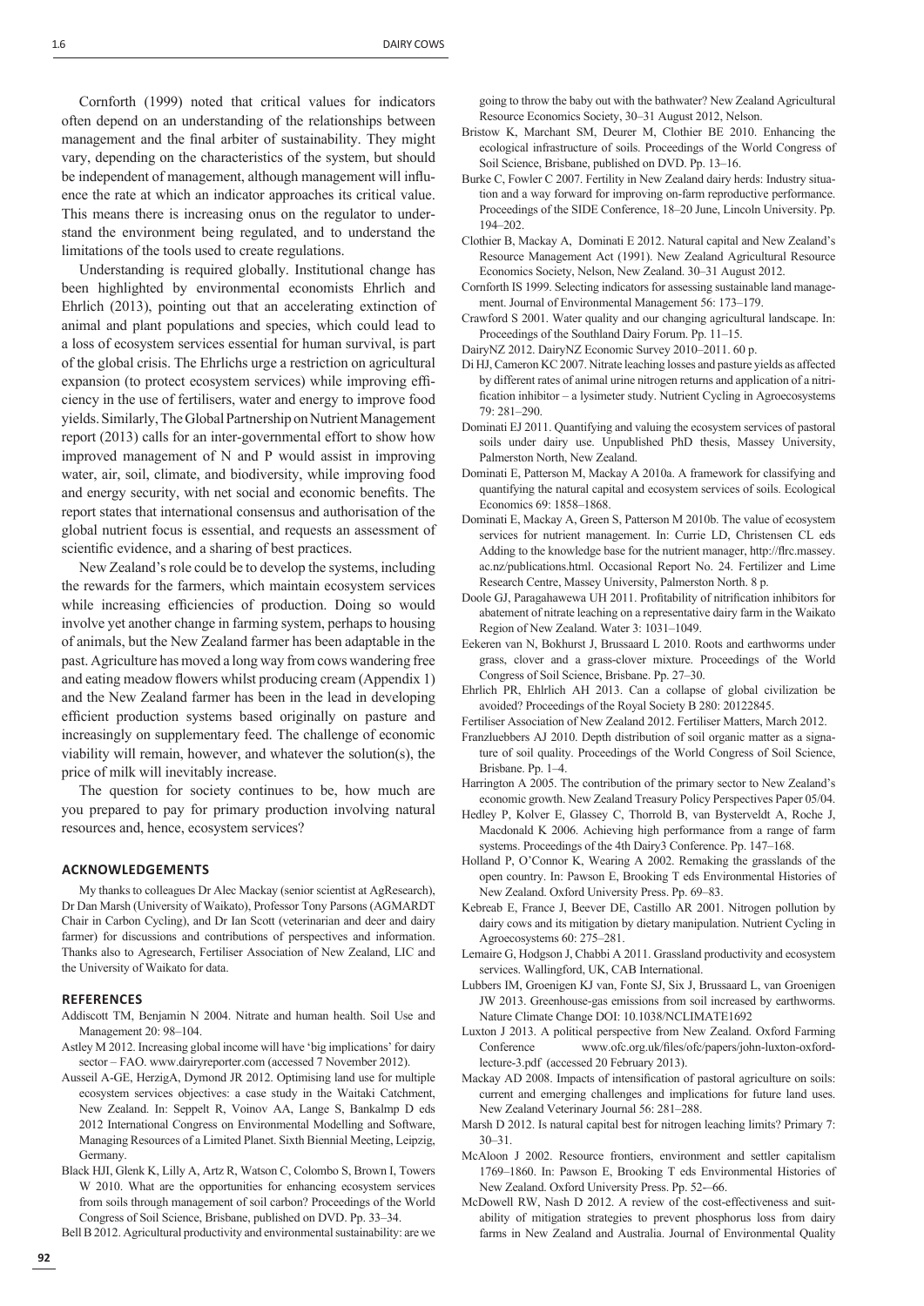Cornforth (1999) noted that critical values for indicators often depend on an understanding of the relationships between management and the final arbiter of sustainability. They might vary, depending on the characteristics of the system, but should be independent of management, although management will influence the rate at which an indicator approaches its critical value. This means there is increasing onus on the regulator to understand the environment being regulated, and to understand the limitations of the tools used to create regulations.

Understanding is required globally. Institutional change has been highlighted by environmental economists Ehrlich and Ehrlich (2013), pointing out that an accelerating extinction of animal and plant populations and species, which could lead to a loss of ecosystem services essential for human survival, is part of the global crisis. The Ehrlichs urge a restriction on agricultural expansion (to protect ecosystem services) while improving efficiency in the use of fertilisers, water and energy to improve food yields. Similarly, The Global Partnership on Nutrient Management report (2013) calls for an inter-governmental effort to show how improved management of N and P would assist in improving water, air, soil, climate, and biodiversity, while improving food and energy security, with net social and economic benefits. The report states that international consensus and authorisation of the global nutrient focus is essential, and requests an assessment of scientific evidence, and a sharing of best practices.

New Zealand's role could be to develop the systems, including the rewards for the farmers, which maintain ecosystem services while increasing efficiencies of production. Doing so would involve yet another change in farming system, perhaps to housing of animals, but the New Zealand farmer has been adaptable in the past. Agriculture has moved a long way from cows wandering free and eating meadow flowers whilst producing cream (Appendix 1) and the New Zealand farmer has been in the lead in developing efficient production systems based originally on pasture and increasingly on supplementary feed. The challenge of economic viability will remain, however, and whatever the solution(s), the price of milk will inevitably increase.

The question for society continues to be, how much are you prepared to pay for primary production involving natural resources and, hence, ecosystem services?

## ACKNOWLEDGEMENTS

My thanks to colleagues Dr Alec Mackay (senior scientist at AgResearch), Dr Dan Marsh (University of Waikato), Professor Tony Parsons (AGMARDT Chair in Carbon Cycling), and Dr Ian Scott (veterinarian and deer and dairy farmer) for discussions and contributions of perspectives and information. Thanks also to Agresearch, Fertiliser Association of New Zealand, LIC and the University of Waikato for data.

## REFERENCES

Addiscott TM, Benjamin N 2004. Nitrate and human health. Soil Use and Management 20: 98–104.

Astley M 2012. Increasing global income will have 'big implications' for dairy sector – FAO. www.dairyreporter.com (accessed 7 November 2012).

Ausseil A-GE, HerzigA, Dymond JR 2012. Optimising land use for multiple ecosystem services objectives: a case study in the Waitaki Catchment, New Zealand. In: Seppelt R, Voinov AA, Lange S, Bankalmp D eds 2012 International Congress on Environmental Modelling and Software, Managing Resources of a Limited Planet. Sixth Biennial Meeting, Leipzig, Germany.

Black HJI, Glenk K, Lilly A, Artz R, Watson C, Colombo S, Brown I, Towers W 2010. What are the opportunities for enhancing ecosystem services from soils through management of soil carbon? Proceedings of the World Congress of Soil Science, Brisbane, published on DVD. Pp. 33–34.

Bell B 2012. Agricultural productivity and environmental sustainability: are we going to throw the baby out with the bathwater? New Zealand Agricultural Resource Economics Society, 30–31 August 2012, Nelson.

Bristow K, Marchant SM, Deurer M, Clothier BE 2010. Enhancing the ecological infrastructure of soils. Proceedings of the World Congress of Soil Science, Brisbane, published on DVD. Pp. 13–16.

Burke C, Fowler C 2007. Fertility in New Zealand dairy herds: Industry situation and a way forward for improving on-farm reproductive performance. Proceedings of the SIDE Conference, 18–20 June, Lincoln University. Pp. 194–202.

Clothier B, Mackay A, Dominati E 2012. Natural capital and New Zealand's Resource Management Act (1991). New Zealand Agricultural Resource Economics Society, Nelson, New Zealand. 30–31 August 2012.

Cornforth IS 1999. Selecting indicators for assessing sustainable land management. Journal of Environmental Management 56: 173–179.

Crawford S 2001. Water quality and our changing agricultural landscape. In: Proceedings of the Southland Dairy Forum. Pp. 11–15.

DairyNZ 2012. DairyNZ Economic Survey 2010–2011. 60 p.

Di HJ, Cameron KC 2007. Nitrate leaching losses and pasture yields as affected by different rates of animal urine nitrogen returns and application of a nitrification inhibitor – a lysimeter study. Nutrient Cycling in Agroecosystems 79: 281–290.

Dominati EJ 2011. Quantifying and valuing the ecosystem services of pastoral soils under dairy use. Unpublished PhD thesis, Massey University, Palmerston North, New Zealand.

Dominati E, Patterson M, Mackay A 2010a. A framework for classifying and quantifying the natural capital and ecosystem services of soils. Ecological Economics 69: 1858–1868.

Dominati E, Mackay A, Green S, Patterson M 2010b. The value of ecosystem services for nutrient management. In: Currie LD, Christensen CL eds Adding to the knowledge base for the nutrient manager, http://flrc.massey.ac.nz/publications.html. Occasional Report No. 24. Fertilizer and Lime Research Centre, Massey University, Palmerston North. 8 p.

Doole GJ, Paragahawewa UH 2011. Profitability of nitrification inhibitors for abatement of nitrate leaching on a representative dairy farm in the Waikato Region of New Zealand. Water 3: 1031–1049.

Eekeren van N, Bokhurst J, Brussaard L 2010. Roots and earthworms under grass, clover and a grass-clover mixture. Proceedings of the World Congress of Soil Science, Brisbane. Pp. 27–30.

Ehrlich PR, Ehlrlich AH 2013. Can a collapse of global civilization be avoided? Proceedings of the Royal Society B 280: 20122845.

Fertiliser Association of New Zealand 2012. Fertiliser Matters, March 2012.

Franzluebbers AJ 2010. Depth distribution of soil organic matter as a signature of soil quality. Proceedings of the World Congress of Soil Science, Brisbane. Pp. 1–4.

Harrington A 2005. The contribution of the primary sector to New Zealand's economic growth. New Zealand Treasury Policy Perspectives Paper 05/04.

Hedley P, Kolver E, Glassey C, Thorrold B, van Bysterveldt A, Roche J, Macdonald K 2006. Achieving high performance from a range of farm systems. Proceedings of the 4th Dairy3 Conference. Pp. 147–168.

Holland P, O'Connor K, Wearing A 2002. Remaking the grasslands of the open country. In: Pawson E, Brooking T eds Environmental Histories of New Zealand. Oxford University Press. Pp. 69–83.

Kebreab E, France J, Beever DE, Castillo AR 2001. Nitrogen pollution by dairy cows and its mitigation by dietary manipulation. Nutrient Cycling in Agroecosystems 60: 275–281.

Lemaire G, Hodgson J, Chabbi A 2011. Grassland productivity and ecosystem services. Wallingford, UK, CAB International.

Lubbers IM, Groenigen KJ van, Fonte SJ, Six J, Brussaard L, van Groenigen JW 2013. Greenhouse-gas emissions from soil increased by earthworms. Nature Climate Change DOI: 10.1038/NCLIMATE1692

Luxton J 2013. A political perspective from New Zealand. Oxford Farming Conference www.ofc.org.uk/files/ofc/papers/john-luxton-oxford-lecture-3.pdf (accessed 20 February 2013).

Mackay AD 2008. Impacts of intensification of pastoral agriculture on soils: current and emerging challenges and implications for future land uses. New Zealand Veterinary Journal 56: 281–288.

Marsh D 2012. Is natural capital best for nitrogen leaching limits? Primary 7: 30–31.

McAloon J 2002. Resource frontiers, environment and settler capitalism 1769–1860. In: Pawson E, Brooking T eds Environmental Histories of New Zealand. Oxford University Press. Pp. 52–-66.

McDowell RW, Nash D 2012. A review of the cost-effectiveness and suitability of mitigation strategies to prevent phosphorus loss from dairy farms in New Zealand and Australia. Journal of Environmental Quality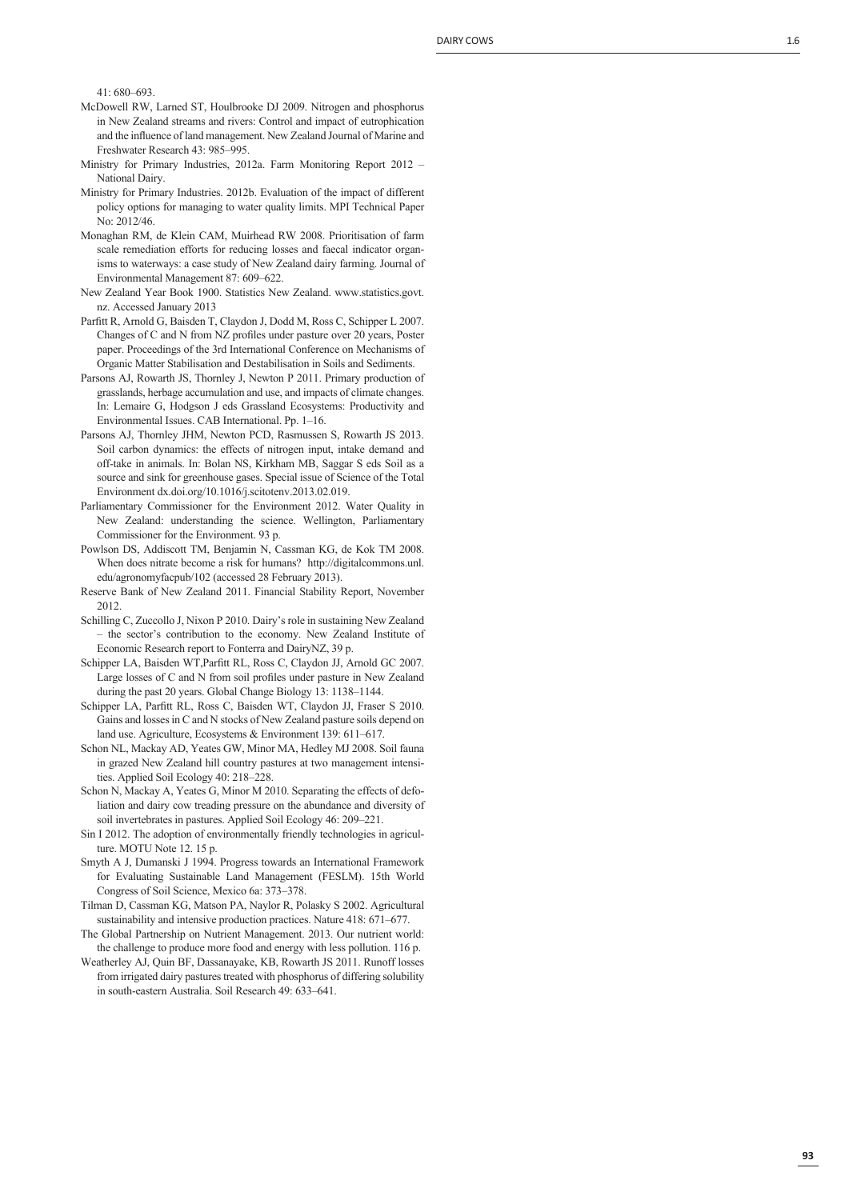41: 680–693.

McDowell RW, Larned ST, Houlbrooke DJ 2009. Nitrogen and phosphorus in New Zealand streams and rivers: Control and impact of eutrophication and the influence of land management. New Zealand Journal of Marine and Freshwater Research 43: 985–995.

Ministry for Primary Industries, 2012a. Farm Monitoring Report 2012 – National Dairy.

Ministry for Primary Industries. 2012b. Evaluation of the impact of different policy options for managing to water quality limits. MPI Technical Paper No: 2012/46.

Monaghan RM, de Klein CAM, Muirhead RW 2008. Prioritisation of farm scale remediation efforts for reducing losses and faecal indicator organisms to waterways: a case study of New Zealand dairy farming. Journal of Environmental Management 87: 609–622.

New Zealand Year Book 1900. Statistics New Zealand. www.statistics.govt.nz. Accessed January 2013

Parfitt R, Arnold G, Baisden T, Claydon J, Dodd M, Ross C, Schipper L 2007. Changes of C and N from NZ profiles under pasture over 20 years, Poster paper. Proceedings of the 3rd International Conference on Mechanisms of Organic Matter Stabilisation and Destabilisation in Soils and Sediments.

Parsons AJ, Rowarth JS, Thornley J, Newton P 2011. Primary production of grasslands, herbage accumulation and use, and impacts of climate changes. In: Lemaire G, Hodgson J eds Grassland Ecosystems: Productivity and Environmental Issues. CAB International. Pp. 1–16.

Parsons AJ, Thornley JHM, Newton PCD, Rasmussen S, Rowarth JS 2013. Soil carbon dynamics: the effects of nitrogen input, intake demand and off-take in animals. In: Bolan NS, Kirkham MB, Saggar S eds Soil as a source and sink for greenhouse gases. Special issue of Science of the Total Environment dx.doi.org/10.1016/j.scitotenv.2013.02.019.

Parliamentary Commissioner for the Environment 2012. Water Quality in New Zealand: understanding the science. Wellington, Parliamentary Commissioner for the Environment. 93 p.

Powlson DS, Addiscott TM, Benjamin N, Cassman KG, de Kok TM 2008. When does nitrate become a risk for humans? http://digitalcommons.unl.edu/agronomyfacpub/102 (accessed 28 February 2013).

Reserve Bank of New Zealand 2011. Financial Stability Report, November 2012.

Schilling C, Zuccollo J, Nixon P 2010. Dairy's role in sustaining New Zealand – the sector's contribution to the economy. New Zealand Institute of Economic Research report to Fonterra and DairyNZ, 39 p.

Schipper LA, Baisden WT,Parfitt RL, Ross C, Claydon JJ, Arnold GC 2007. Large losses of C and N from soil profiles under pasture in New Zealand during the past 20 years. Global Change Biology 13: 1138–1144.

Schipper LA, Parfitt RL, Ross C, Baisden WT, Claydon JJ, Fraser S 2010. Gains and losses in C and N stocks of New Zealand pasture soils depend on land use. Agriculture, Ecosystems & Environment 139: 611–617.

Schon NL, Mackay AD, Yeates GW, Minor MA, Hedley MJ 2008. Soil fauna in grazed New Zealand hill country pastures at two management intensities. Applied Soil Ecology 40: 218–228.

Schon N, Mackay A, Yeates G, Minor M 2010. Separating the effects of defoliation and dairy cow treading pressure on the abundance and diversity of soil invertebrates in pastures. Applied Soil Ecology 46: 209–221.

Sin I 2012. The adoption of environmentally friendly technologies in agriculture. MOTU Note 12. 15 p.

Smyth A J, Dumanski J 1994. Progress towards an International Framework for Evaluating Sustainable Land Management (FESLM). 15th World Congress of Soil Science, Mexico 6a: 373–378.

Tilman D, Cassman KG, Matson PA, Naylor R, Polasky S 2002. Agricultural sustainability and intensive production practices. Nature 418: 671–677.

The Global Partnership on Nutrient Management. 2013. Our nutrient world: the challenge to produce more food and energy with less pollution. 116 p.

Weatherley AJ, Quin BF, Dassanayake, KB, Rowarth JS 2011. Runoff losses from irrigated dairy pastures treated with phosphorus of differing solubility in south-eastern Australia. Soil Research 49: 633–641.